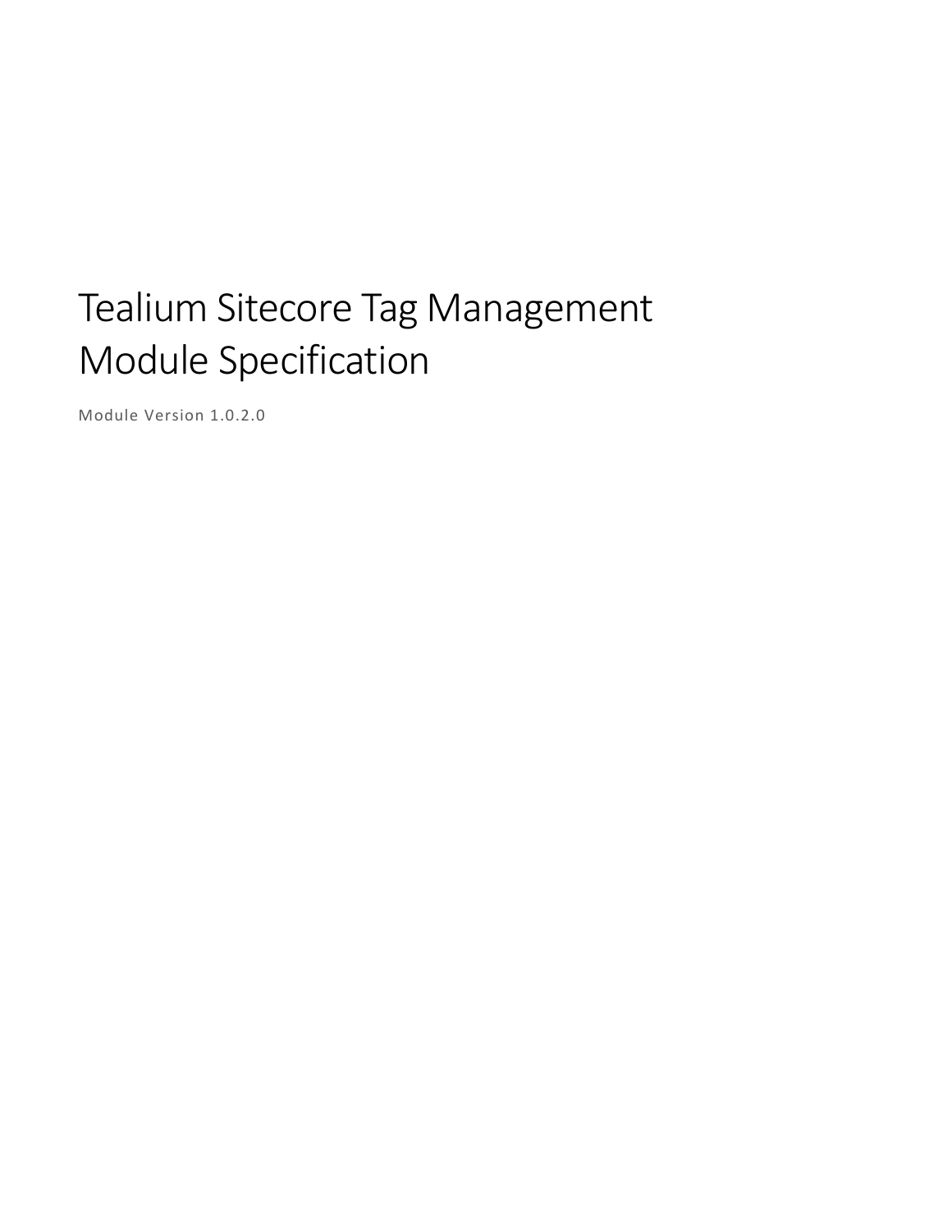# Tealium Sitecore Tag Management Module Specification

Module Version 1.0.2.0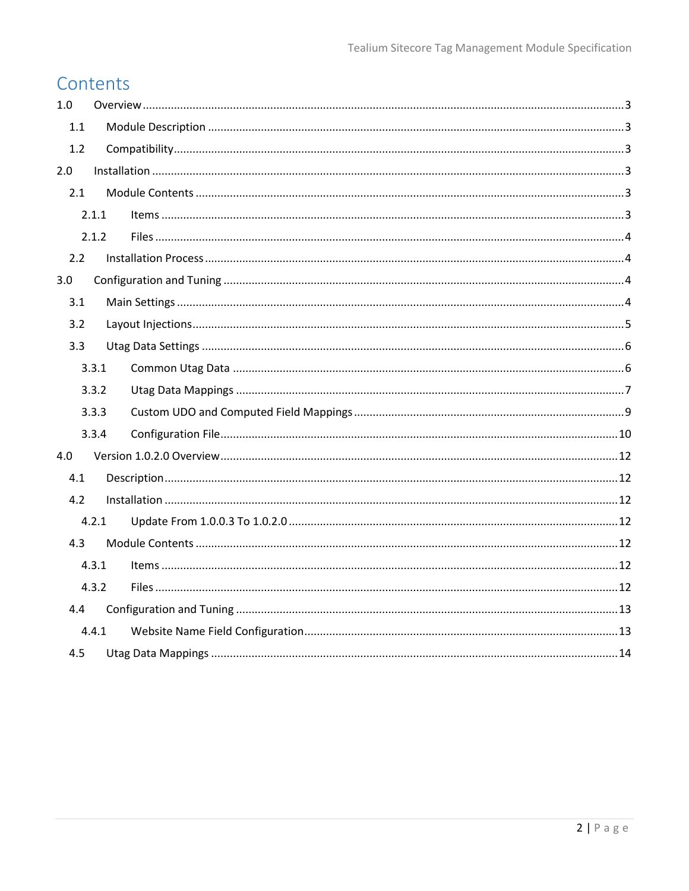# Contents

1.0 Overview ..... 3

  1.1 Module Description ..... 3

  1.2 Compatibility ..... 3

2.0 Installation ..... 3

  2.1 Module Contents ..... 3

    2.1.1 Items ..... 3

    2.1.2 Files ..... 4

  2.2 Installation Process ..... 4

3.0 Configuration and Tuning ..... 4

  3.1 Main Settings ..... 4

  3.2 Layout Injections ..... 5

  3.3 Utag Data Settings ..... 6

    3.3.1 Common Utag Data ..... 6

    3.3.2 Utag Data Mappings ..... 7

    3.3.3 Custom UDO and Computed Field Mappings ..... 9

    3.3.4 Configuration File ..... 10

4.0 Version 1.0.2.0 Overview ..... 12

  4.1 Description ..... 12

  4.2 Installation ..... 12

    4.2.1 Update From 1.0.0.3 To 1.0.2.0 ..... 12

  4.3 Module Contents ..... 12

    4.3.1 Items ..... 12

    4.3.2 Files ..... 12

  4.4 Configuration and Tuning ..... 13

    4.4.1 Website Name Field Configuration ..... 13

  4.5 Utag Data Mappings ..... 14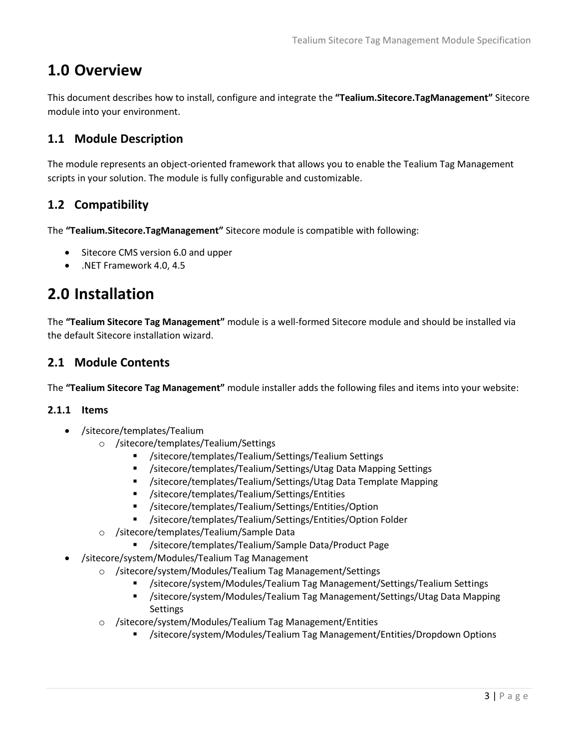# 1.0 Overview

This document describes how to install, configure and integrate the **"Tealium.Sitecore.TagManagement"** Sitecore module into your environment.

## 1.1 Module Description

The module represents an object-oriented framework that allows you to enable the Tealium Tag Management scripts in your solution. The module is fully configurable and customizable.

## 1.2 Compatibility

The **"Tealium.Sitecore.TagManagement"** Sitecore module is compatible with following:

- Sitecore CMS version 6.0 and upper
- .NET Framework 4.0, 4.5

# 2.0 Installation

The **"Tealium Sitecore Tag Management"** module is a well-formed Sitecore module and should be installed via the default Sitecore installation wizard.

## 2.1 Module Contents

The **"Tealium Sitecore Tag Management"** module installer adds the following files and items into your website:

### 2.1.1 Items

- /sitecore/templates/Tealium
  - /sitecore/templates/Tealium/Settings
    - /sitecore/templates/Tealium/Settings/Tealium Settings
    - /sitecore/templates/Tealium/Settings/Utag Data Mapping Settings
    - /sitecore/templates/Tealium/Settings/Utag Data Template Mapping
    - /sitecore/templates/Tealium/Settings/Entities
    - /sitecore/templates/Tealium/Settings/Entities/Option
    - /sitecore/templates/Tealium/Settings/Entities/Option Folder
  - /sitecore/templates/Tealium/Sample Data
    - /sitecore/templates/Tealium/Sample Data/Product Page
- /sitecore/system/Modules/Tealium Tag Management
  - /sitecore/system/Modules/Tealium Tag Management/Settings
    - /sitecore/system/Modules/Tealium Tag Management/Settings/Tealium Settings
    - /sitecore/system/Modules/Tealium Tag Management/Settings/Utag Data Mapping Settings
  - /sitecore/system/Modules/Tealium Tag Management/Entities
    - /sitecore/system/Modules/Tealium Tag Management/Entities/Dropdown Options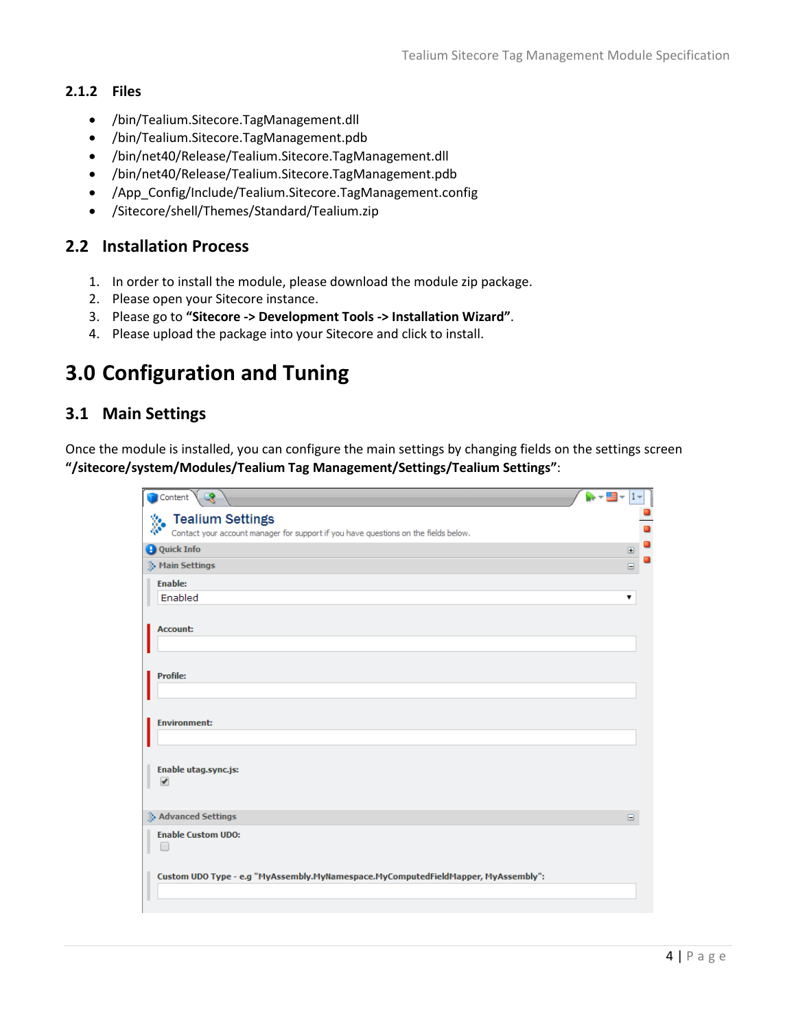### 2.1.2 Files

- /bin/Tealium.Sitecore.TagManagement.dll
- /bin/Tealium.Sitecore.TagManagement.pdb
- /bin/net40/Release/Tealium.Sitecore.TagManagement.dll
- /bin/net40/Release/Tealium.Sitecore.TagManagement.pdb
- /App_Config/Include/Tealium.Sitecore.TagManagement.config
- /Sitecore/shell/Themes/Standard/Tealium.zip

## 2.2 Installation Process

1. In order to install the module, please download the module zip package.
2. Please open your Sitecore instance.
3. Please go to **"Sitecore -> Development Tools -> Installation Wizard"**.
4. Please upload the package into your Sitecore and click to install.

# 3.0 Configuration and Tuning

## 3.1 Main Settings

Once the module is installed, you can configure the main settings by changing fields on the settings screen **"/sitecore/system/Modules/Tealium Tag Management/Settings/Tealium Settings"**: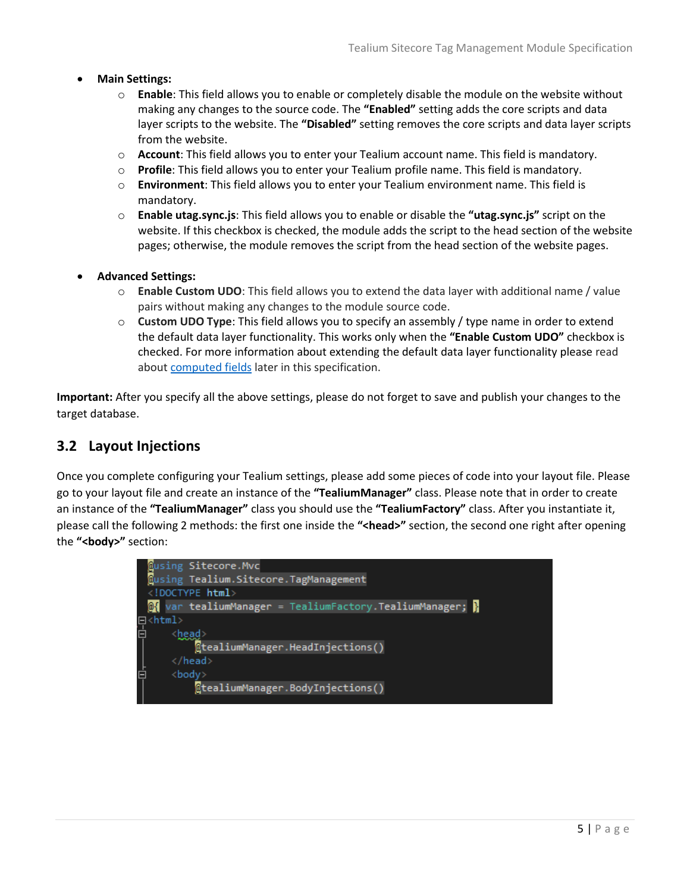- **Main Settings:**
    - **Enable**: This field allows you to enable or completely disable the module on the website without making any changes to the source code. The **"Enabled"** setting adds the core scripts and data layer scripts to the website. The **"Disabled"** setting removes the core scripts and data layer scripts from the website.
    - **Account**: This field allows you to enter your Tealium account name. This field is mandatory.
    - **Profile**: This field allows you to enter your Tealium profile name. This field is mandatory.
    - **Environment**: This field allows you to enter your Tealium environment name. This field is mandatory.
    - **Enable utag.sync.js**: This field allows you to enable or disable the **"utag.sync.js"** script on the website. If this checkbox is checked, the module adds the script to the head section of the website pages; otherwise, the module removes the script from the head section of the website pages.

- **Advanced Settings:**
    - **Enable Custom UDO**: This field allows you to extend the data layer with additional name / value pairs without making any changes to the module source code.
    - **Custom UDO Type**: This field allows you to specify an assembly / type name in order to extend the default data layer functionality. This works only when the **"Enable Custom UDO"** checkbox is checked. For more information about extending the default data layer functionality please read about computed fields later in this specification.

**Important:** After you specify all the above settings, please do not forget to save and publish your changes to the target database.

## 3.2 Layout Injections

Once you complete configuring your Tealium settings, please add some pieces of code into your layout file. Please go to your layout file and create an instance of the **"TealiumManager"** class. Please note that in order to create an instance of the **"TealiumManager"** class you should use the **"TealiumFactory"** class. After you instantiate it, please call the following 2 methods: the first one inside the **"<head>"** section, the second one right after opening the **"<body>"** section:

```
@using Sitecore.Mvc
@using Tealium.Sitecore.TagManagement
<!DOCTYPE html>
@{ var tealiumManager = TealiumFactory.TealiumManager; }
<html>
    <head>
        @tealiumManager.HeadInjections()
    </head>
    <body>
        @tealiumManager.BodyInjections()
```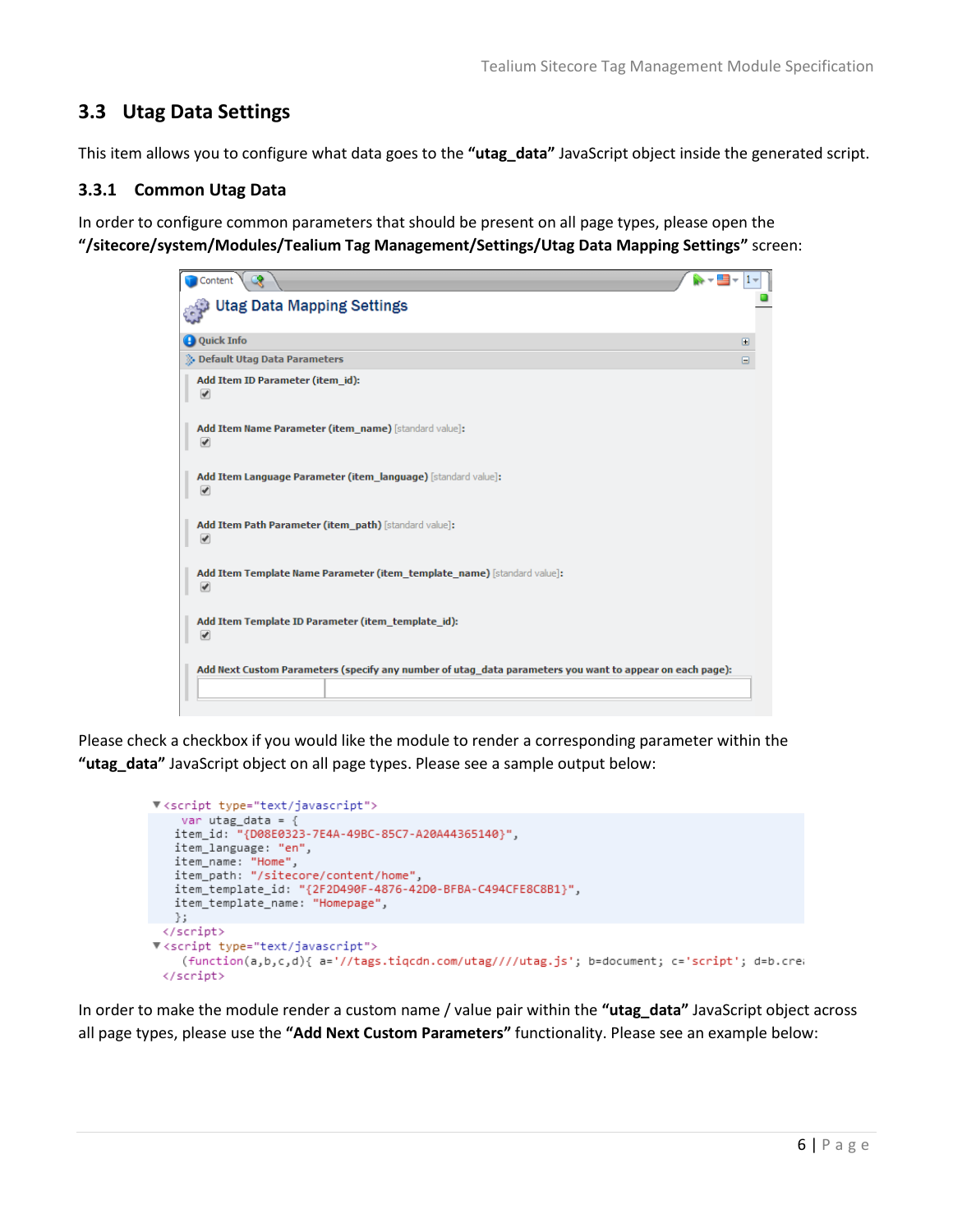## 3.3 Utag Data Settings

This item allows you to configure what data goes to the **"utag_data"** JavaScript object inside the generated script.

### 3.3.1 Common Utag Data

In order to configure common parameters that should be present on all page types, please open the **"/sitecore/system/Modules/Tealium Tag Management/Settings/Utag Data Mapping Settings"** screen:

Please check a checkbox if you would like the module to render a corresponding parameter within the **"utag_data"** JavaScript object on all page types. Please see a sample output below:

```
<script type="text/javascript">
  var utag_data = {
  item_id: "{D08E0323-7E4A-49BC-85C7-A20A44365140}",
  item_language: "en",
  item_name: "Home",
  item_path: "/sitecore/content/home",
  item_template_id: "{2F2D490F-4876-42D0-BFBA-C494CFE8C8B1}",
  item_template_name: "Homepage",
  };
</script>
<script type="text/javascript">
  (function(a,b,c,d){ a='//tags.tiqcdn.com/utag////utag.js'; b=document; c='script'; d=b.cre
</script>
```

In order to make the module render a custom name / value pair within the **"utag_data"** JavaScript object across all page types, please use the **"Add Next Custom Parameters"** functionality. Please see an example below: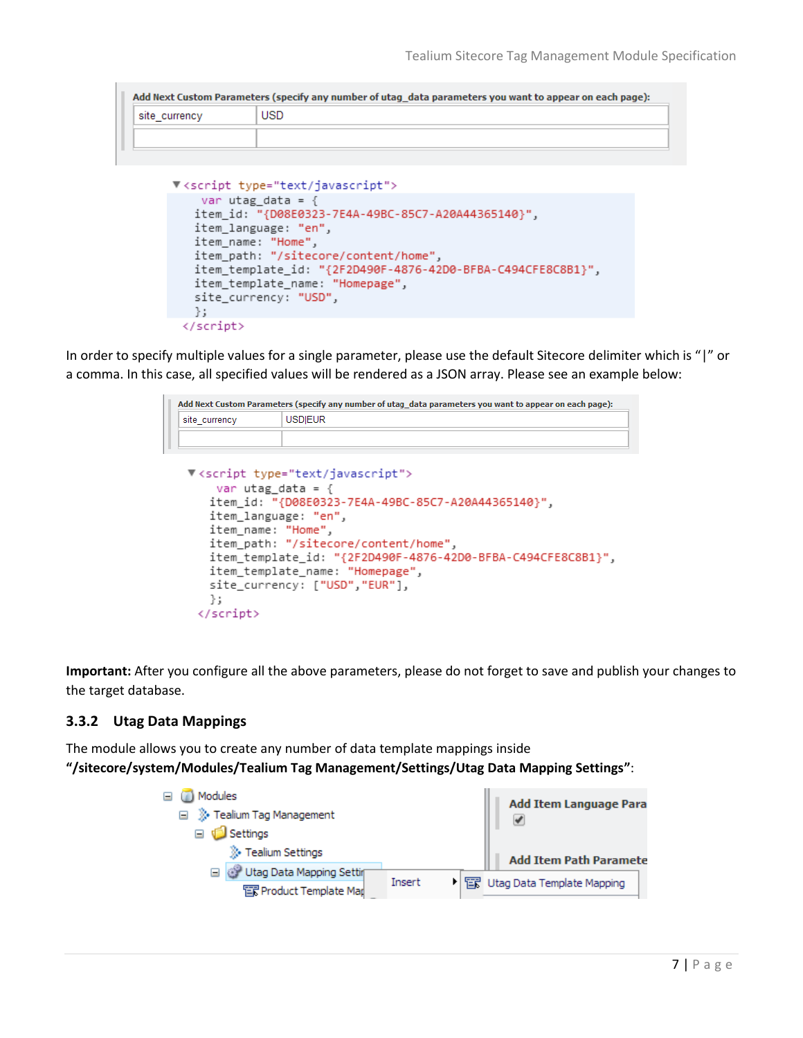Add Next Custom Parameters (specify any number of utag_data parameters you want to appear on each page):

| site_currency | USD |
|---|---|
| | |

```
<script type="text/javascript">
  var utag_data = {
  item_id: "{D08E0323-7E4A-49BC-85C7-A20A44365140}",
  item_language: "en",
  item_name: "Home",
  item_path: "/sitecore/content/home",
  item_template_id: "{2F2D490F-4876-42D0-BFBA-C494CFE8C8B1}",
  item_template_name: "Homepage",
  site_currency: "USD",
  };
</script>
```

In order to specify multiple values for a single parameter, please use the default Sitecore delimiter which is "|" or a comma. In this case, all specified values will be rendered as a JSON array. Please see an example below:

Add Next Custom Parameters (specify any number of utag_data parameters you want to appear on each page):

| site_currency | USD|EUR |
|---|---|
| | |

```
<script type="text/javascript">
  var utag_data = {
  item_id: "{D08E0323-7E4A-49BC-85C7-A20A44365140}",
  item_language: "en",
  item_name: "Home",
  item_path: "/sitecore/content/home",
  item_template_id: "{2F2D490F-4876-42D0-BFBA-C494CFE8C8B1}",
  item_template_name: "Homepage",
  site_currency: ["USD","EUR"],
  };
</script>
```

**Important:** After you configure all the above parameters, please do not forget to save and publish your changes to the target database.

### 3.3.2 Utag Data Mappings

The module allows you to create any number of data template mappings inside **"/sitecore/system/Modules/Tealium Tag Management/Settings/Utag Data Mapping Settings"**:

- Modules
  - Tealium Tag Management
    - Settings
      - Tealium Settings
    - Utag Data Mapping Settir
      - Product Template Map

Insert ▸ Utag Data Template Mapping

Add Item Language Para

Add Item Path Paramete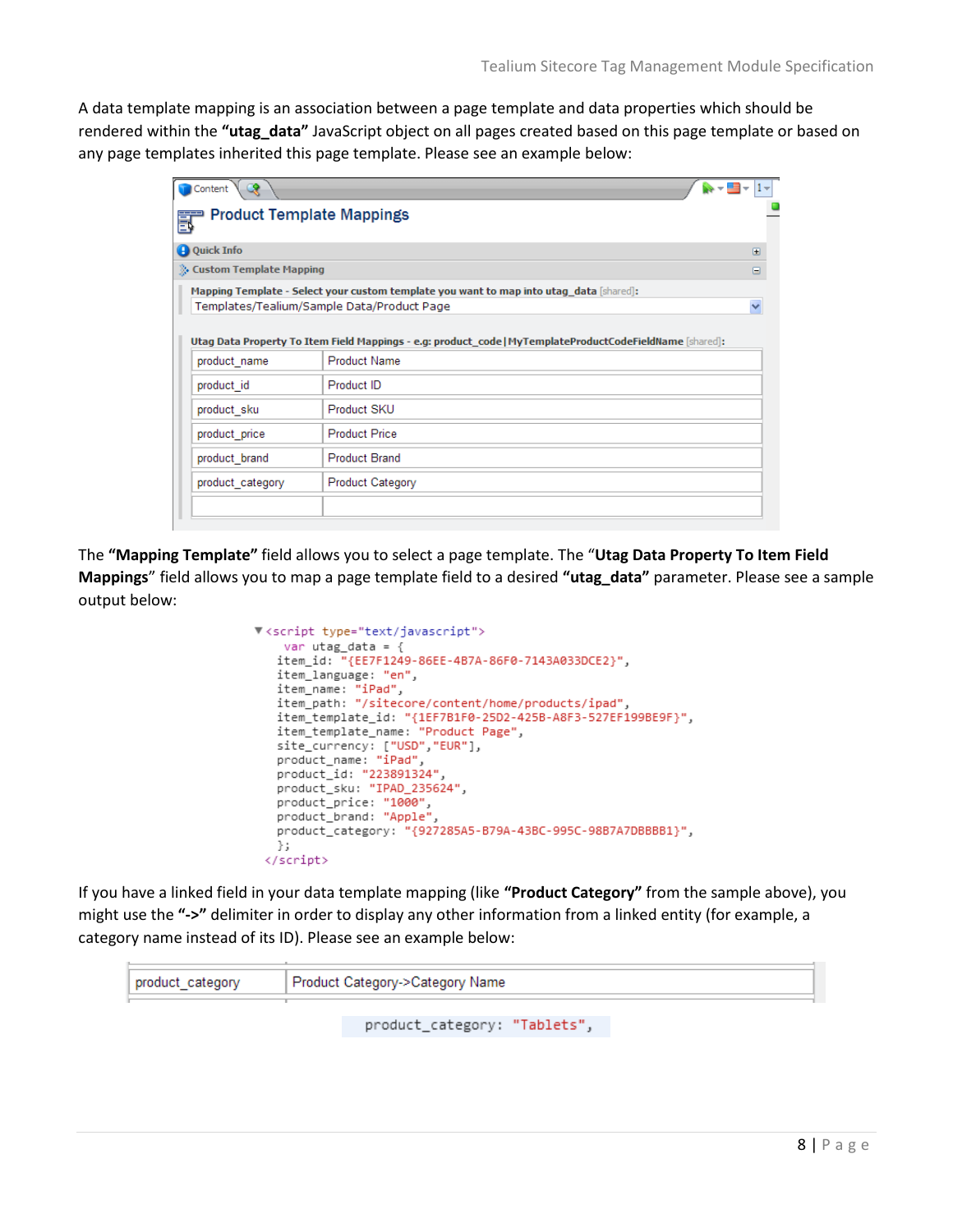A data template mapping is an association between a page template and data properties which should be rendered within the **"utag_data"** JavaScript object on all pages created based on this page template or based on any page templates inherited this page template. Please see an example below:

**Product Template Mappings**

Quick Info

Custom Template Mapping

Mapping Template - Select your custom template you want to map into utag_data [shared]:
Templates/Tealium/Sample Data/Product Page

Utag Data Property To Item Field Mappings - e.g: product_code|MyTemplateProductCodeFieldName [shared]:

| | |
|---|---|
| product_name | Product Name |
| product_id | Product ID |
| product_sku | Product SKU |
| product_price | Product Price |
| product_brand | Product Brand |
| product_category | Product Category |
| | |

The **"Mapping Template"** field allows you to select a page template. The "**Utag Data Property To Item Field Mappings**" field allows you to map a page template field to a desired **"utag_data"** parameter. Please see a sample output below:

```
<script type="text/javascript">
  var utag_data = {
  item_id: "{EE7F1249-86EE-4B7A-86F0-7143A033DCE2}",
  item_language: "en",
  item_name: "iPad",
  item_path: "/sitecore/content/home/products/ipad",
  item_template_id: "{1EF7B1F0-25D2-425B-A8F3-527EF199BE9F}",
  item_template_name: "Product Page",
  site_currency: ["USD","EUR"],
  product_name: "iPad",
  product_id: "223891324",
  product_sku: "IPAD_235624",
  product_price: "1000",
  product_brand: "Apple",
  product_category: "{927285A5-B79A-43BC-995C-98B7A7DBBBB1}",
  };
</script>
```

If you have a linked field in your data template mapping (like **"Product Category"** from the sample above), you might use the **"->"** delimiter in order to display any other information from a linked entity (for example, a category name instead of its ID). Please see an example below:

| | |
|---|---|
| product_category | Product Category->Category Name |

```
product_category: "Tablets",
```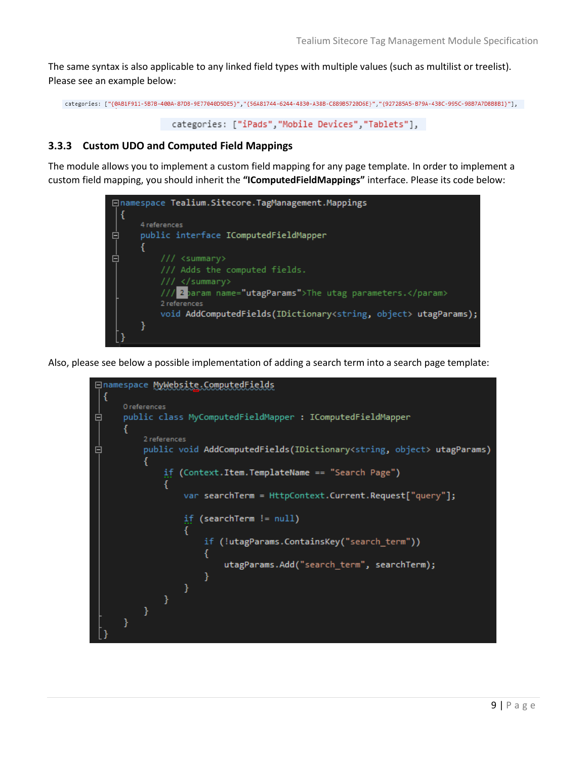The same syntax is also applicable to any linked field types with multiple values (such as multilist or treelist). Please see an example below:

```
categories: ["{0AB1F911-5B7B-400A-87D8-9E77040D5DE5}","{56A81744-6244-4830-A38B-C889B5720D6E}","{927285A5-B79A-43BC-995C-98B7A7D8B8B1}"],
```

```
categories: ["iPads","Mobile Devices","Tablets"],
```

### 3.3.3 Custom UDO and Computed Field Mappings

The module allows you to implement a custom field mapping for any page template. In order to implement a custom field mapping, you should inherit the **"IComputedFieldMappings"** interface. Please its code below:

```
namespace Tealium.Sitecore.TagManagement.Mappings
{
    public interface IComputedFieldMapper
    {
        /// <summary>
        /// Adds the computed fields.
        /// </summary>
        /// <param name="utagParams">The utag parameters.</param>
        void AddComputedFields(IDictionary<string, object> utagParams);
    }
}
```

Also, please see below a possible implementation of adding a search term into a search page template:

```
namespace MyWebsite.ComputedFields
{
    public class MyComputedFieldMapper : IComputedFieldMapper
    {
        public void AddComputedFields(IDictionary<string, object> utagParams)
        {
            if (Context.Item.TemplateName == "Search Page")
            {
                var searchTerm = HttpContext.Current.Request["query"];

                if (searchTerm != null)
                {
                    if (!utagParams.ContainsKey("search_term"))
                    {
                        utagParams.Add("search_term", searchTerm);
                    }
                }
            }
        }
    }
}
```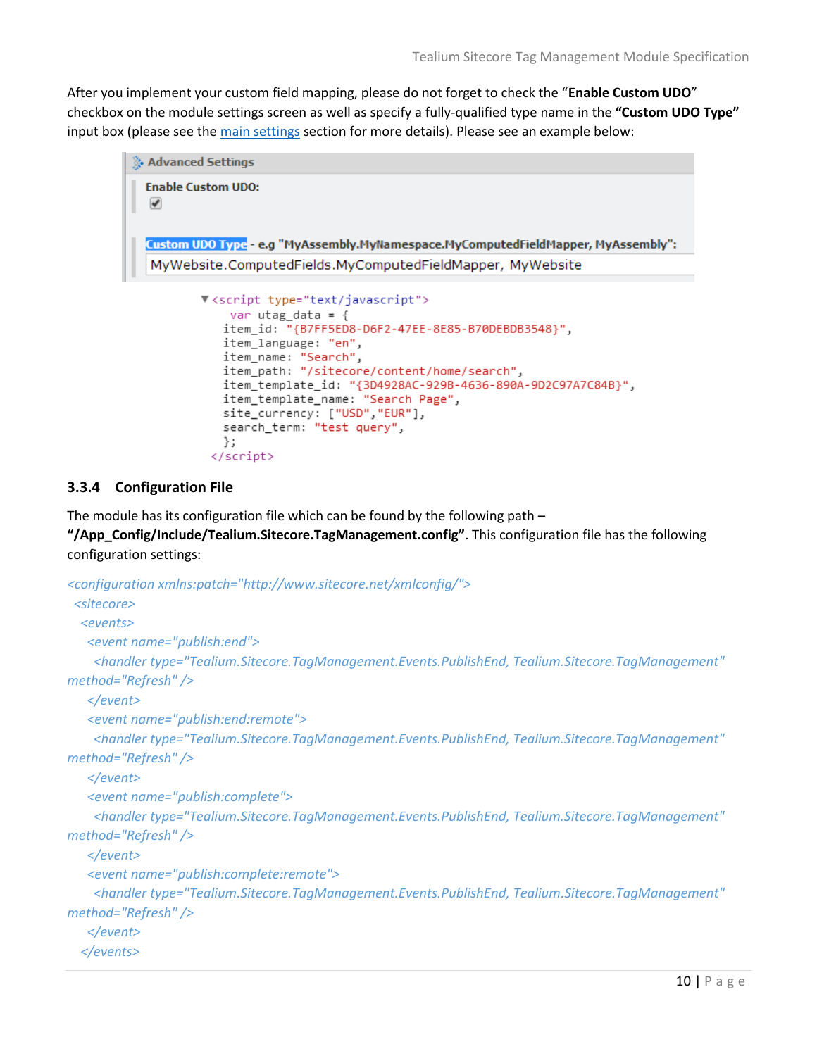After you implement your custom field mapping, please do not forget to check the "**Enable Custom UDO**" checkbox on the module settings screen as well as specify a fully-qualified type name in the **"Custom UDO Type"** input box (please see the main settings section for more details). Please see an example below:

**Advanced Settings**

**Enable Custom UDO:**

☑

**Custom UDO Type** - e.g "MyAssembly.MyNamespace.MyComputedFieldMapper, MyAssembly":

MyWebsite.ComputedFields.MyComputedFieldMapper, MyWebsite

```
<script type="text/javascript">
  var utag_data = {
  item_id: "{B7FF5ED8-D6F2-47EE-8E85-B70DEBDB3548}",
  item_language: "en",
  item_name: "Search",
  item_path: "/sitecore/content/home/search",
  item_template_id: "{3D4928AC-929B-4636-890A-9D2C97A7C84B}",
  item_template_name: "Search Page",
  site_currency: ["USD","EUR"],
  search_term: "test query",
  };
</script>
```

### 3.3.4 Configuration File

The module has its configuration file which can be found by the following path – **"/App_Config/Include/Tealium.Sitecore.TagManagement.config"**. This configuration file has the following configuration settings:

```
<configuration xmlns:patch="http://www.sitecore.net/xmlconfig/">
 <sitecore>
  <events>
   <event name="publish:end">
    <handler type="Tealium.Sitecore.TagManagement.Events.PublishEnd, Tealium.Sitecore.TagManagement" method="Refresh" />
   </event>
   <event name="publish:end:remote">
    <handler type="Tealium.Sitecore.TagManagement.Events.PublishEnd, Tealium.Sitecore.TagManagement" method="Refresh" />
   </event>
   <event name="publish:complete">
    <handler type="Tealium.Sitecore.TagManagement.Events.PublishEnd, Tealium.Sitecore.TagManagement" method="Refresh" />
   </event>
   <event name="publish:complete:remote">
    <handler type="Tealium.Sitecore.TagManagement.Events.PublishEnd, Tealium.Sitecore.TagManagement" method="Refresh" />
   </event>
  </events>
```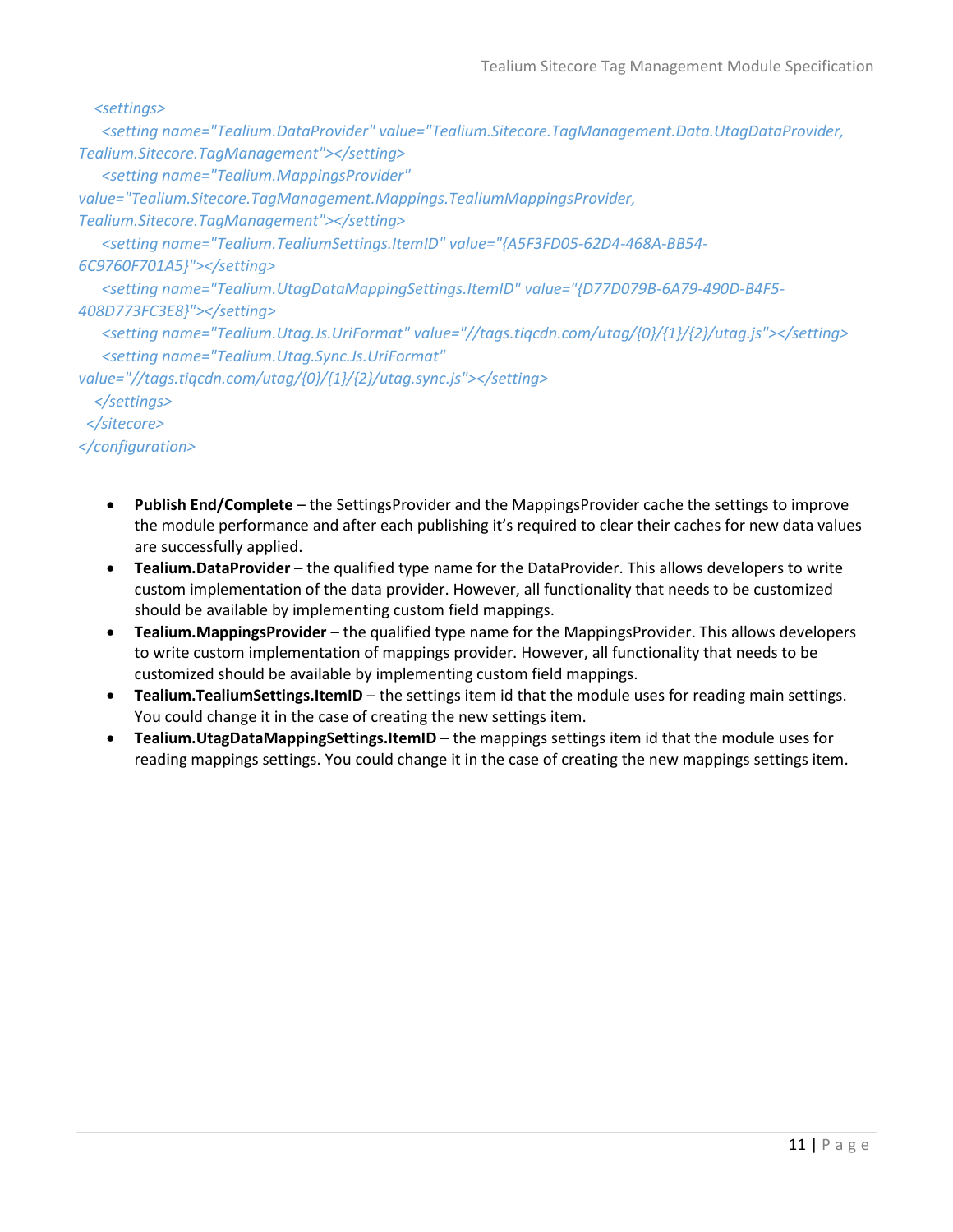```xml
    <settings>
      <setting name="Tealium.DataProvider" value="Tealium.Sitecore.TagManagement.Data.UtagDataProvider, Tealium.Sitecore.TagManagement"></setting>
      <setting name="Tealium.MappingsProvider" value="Tealium.Sitecore.TagManagement.Mappings.TealiumMappingsProvider, Tealium.Sitecore.TagManagement"></setting>
      <setting name="Tealium.TealiumSettings.ItemID" value="{A5F3FD05-62D4-468A-BB54-6C9760F701A5}"></setting>
      <setting name="Tealium.UtagDataMappingSettings.ItemID" value="{D77D079B-6A79-490D-B4F5-408D773FC3E8}"></setting>
      <setting name="Tealium.Utag.Js.UriFormat" value="//tags.tiqcdn.com/utag/{0}/{1}/{2}/utag.js"></setting>
      <setting name="Tealium.Utag.Sync.Js.UriFormat" value="//tags.tiqcdn.com/utag/{0}/{1}/{2}/utag.sync.js"></setting>
    </settings>
  </sitecore>
</configuration>
```

- **Publish End/Complete** – the SettingsProvider and the MappingsProvider cache the settings to improve the module performance and after each publishing it's required to clear their caches for new data values are successfully applied.
- **Tealium.DataProvider** – the qualified type name for the DataProvider. This allows developers to write custom implementation of the data provider. However, all functionality that needs to be customized should be available by implementing custom field mappings.
- **Tealium.MappingsProvider** – the qualified type name for the MappingsProvider. This allows developers to write custom implementation of mappings provider. However, all functionality that needs to be customized should be available by implementing custom field mappings.
- **Tealium.TealiumSettings.ItemID** – the settings item id that the module uses for reading main settings. You could change it in the case of creating the new settings item.
- **Tealium.UtagDataMappingSettings.ItemID** – the mappings settings item id that the module uses for reading mappings settings. You could change it in the case of creating the new mappings settings item.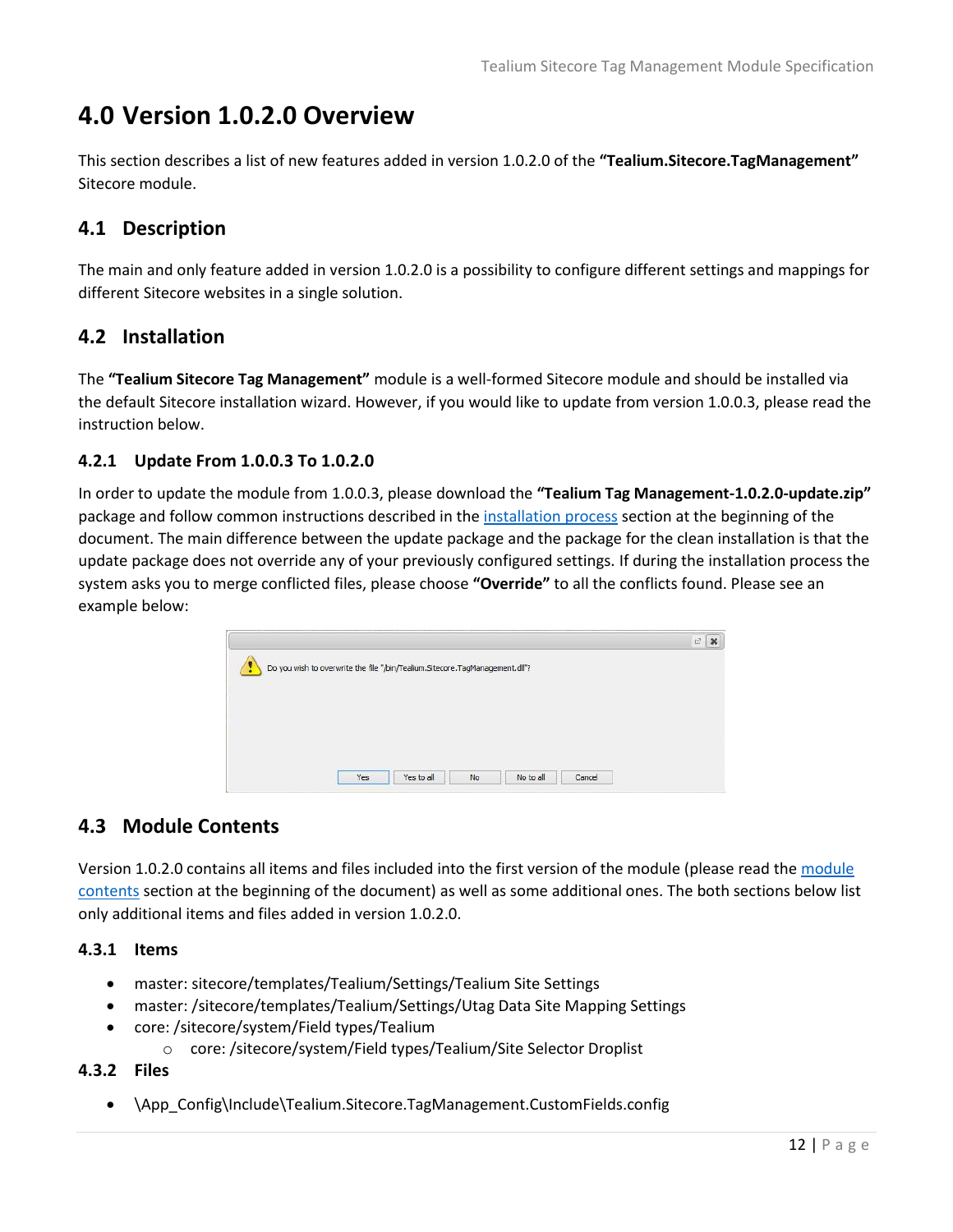# 4.0 Version 1.0.2.0 Overview

This section describes a list of new features added in version 1.0.2.0 of the **"Tealium.Sitecore.TagManagement"** Sitecore module.

## 4.1 Description

The main and only feature added in version 1.0.2.0 is a possibility to configure different settings and mappings for different Sitecore websites in a single solution.

## 4.2 Installation

The **"Tealium Sitecore Tag Management"** module is a well-formed Sitecore module and should be installed via the default Sitecore installation wizard. However, if you would like to update from version 1.0.0.3, please read the instruction below.

### 4.2.1 Update From 1.0.0.3 To 1.0.2.0

In order to update the module from 1.0.0.3, please download the **"Tealium Tag Management-1.0.2.0-update.zip"** package and follow common instructions described in the installation process section at the beginning of the document. The main difference between the update package and the package for the clean installation is that the update package does not override any of your previously configured settings. If during the installation process the system asks you to merge conflicted files, please choose **"Override"** to all the conflicts found. Please see an example below:

Do you wish to overwrite the file "/bin/Tealium.Sitecore.TagManagement.dll"?

Yes | Yes to all | No | No to all | Cancel

## 4.3 Module Contents

Version 1.0.2.0 contains all items and files included into the first version of the module (please read the module contents section at the beginning of the document) as well as some additional ones. The both sections below list only additional items and files added in version 1.0.2.0.

### 4.3.1 Items

- master: sitecore/templates/Tealium/Settings/Tealium Site Settings
- master: /sitecore/templates/Tealium/Settings/Utag Data Site Mapping Settings
- core: /sitecore/system/Field types/Tealium
  - core: /sitecore/system/Field types/Tealium/Site Selector Droplist

### 4.3.2 Files

- \App_Config\Include\Tealium.Sitecore.TagManagement.CustomFields.config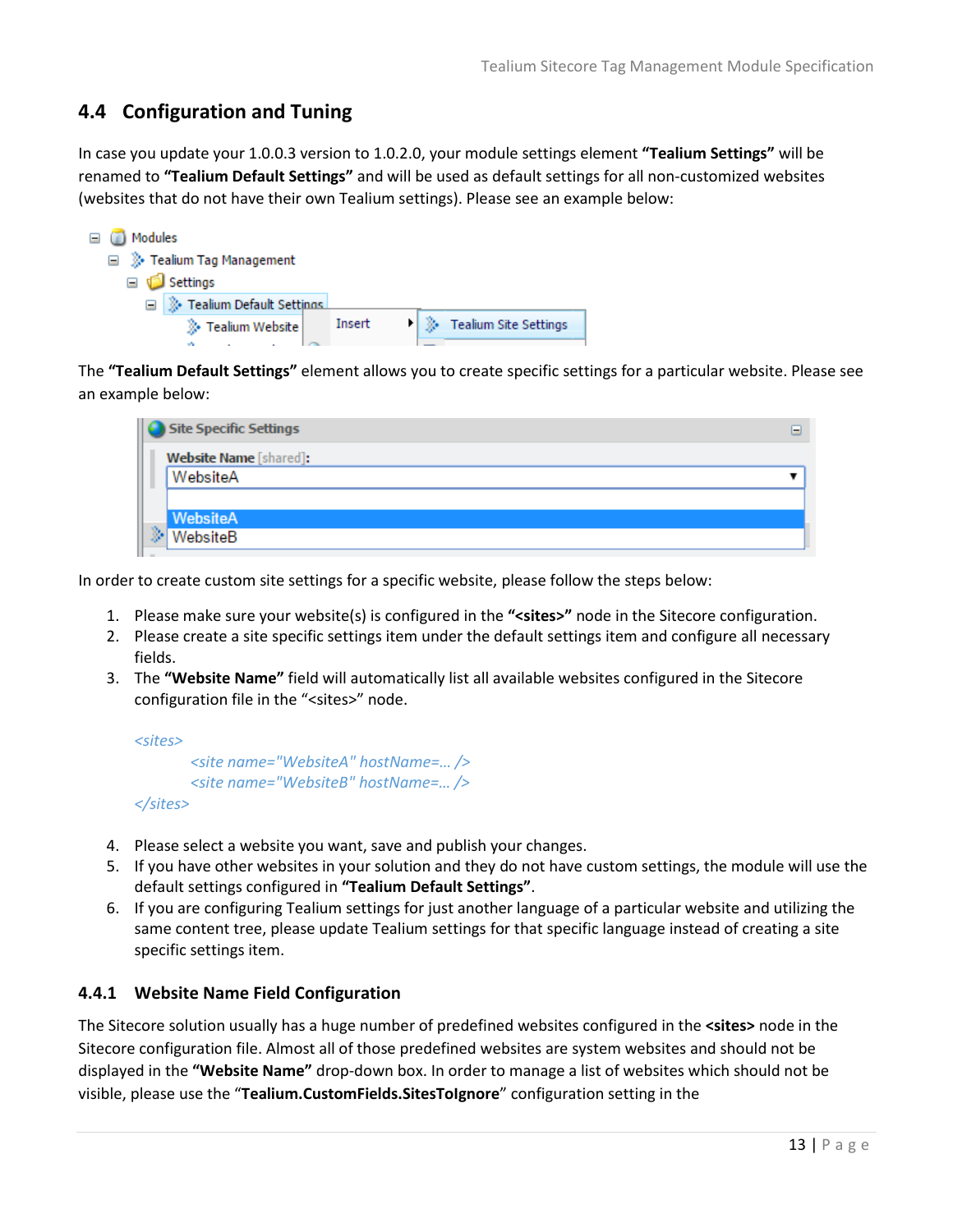## 4.4 Configuration and Tuning

In case you update your 1.0.0.3 version to 1.0.2.0, your module settings element **"Tealium Settings"** will be renamed to **"Tealium Default Settings"** and will be used as default settings for all non-customized websites (websites that do not have their own Tealium settings). Please see an example below:

The **"Tealium Default Settings"** element allows you to create specific settings for a particular website. Please see an example below:

In order to create custom site settings for a specific website, please follow the steps below:

1. Please make sure your website(s) is configured in the **"<sites>"** node in the Sitecore configuration.
2. Please create a site specific settings item under the default settings item and configure all necessary fields.
3. The **"Website Name"** field will automatically list all available websites configured in the Sitecore configuration file in the "<sites>" node.

```
<sites>
        <site name="WebsiteA" hostName=… />
        <site name="WebsiteB" hostName=… />
</sites>
```

4. Please select a website you want, save and publish your changes.
5. If you have other websites in your solution and they do not have custom settings, the module will use the default settings configured in **"Tealium Default Settings"**.
6. If you are configuring Tealium settings for just another language of a particular website and utilizing the same content tree, please update Tealium settings for that specific language instead of creating a site specific settings item.

### 4.4.1 Website Name Field Configuration

The Sitecore solution usually has a huge number of predefined websites configured in the **<sites>** node in the Sitecore configuration file. Almost all of those predefined websites are system websites and should not be displayed in the **"Website Name"** drop-down box. In order to manage a list of websites which should not be visible, please use the "**Tealium.CustomFields.SitesToIgnore**" configuration setting in the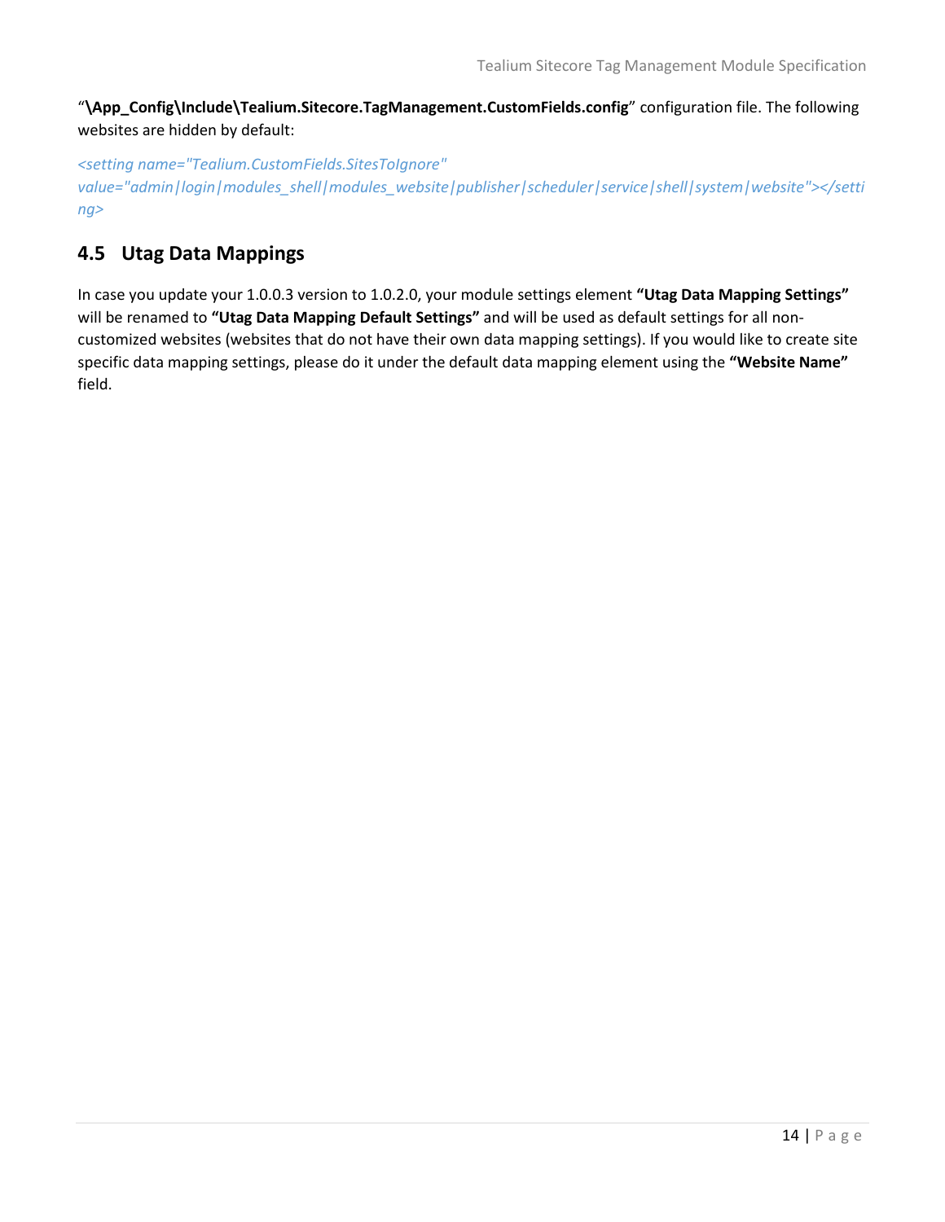"**\App_Config\Include\Tealium.Sitecore.TagManagement.CustomFields.config**" configuration file. The following websites are hidden by default:

*<setting name="Tealium.CustomFields.SitesToIgnore" value="admin|login|modules_shell|modules_website|publisher|scheduler|service|shell|system|website"></setting>*

## 4.5 Utag Data Mappings

In case you update your 1.0.0.3 version to 1.0.2.0, your module settings element **"Utag Data Mapping Settings"** will be renamed to **"Utag Data Mapping Default Settings"** and will be used as default settings for all non-customized websites (websites that do not have their own data mapping settings). If you would like to create site specific data mapping settings, please do it under the default data mapping element using the **"Website Name"** field.